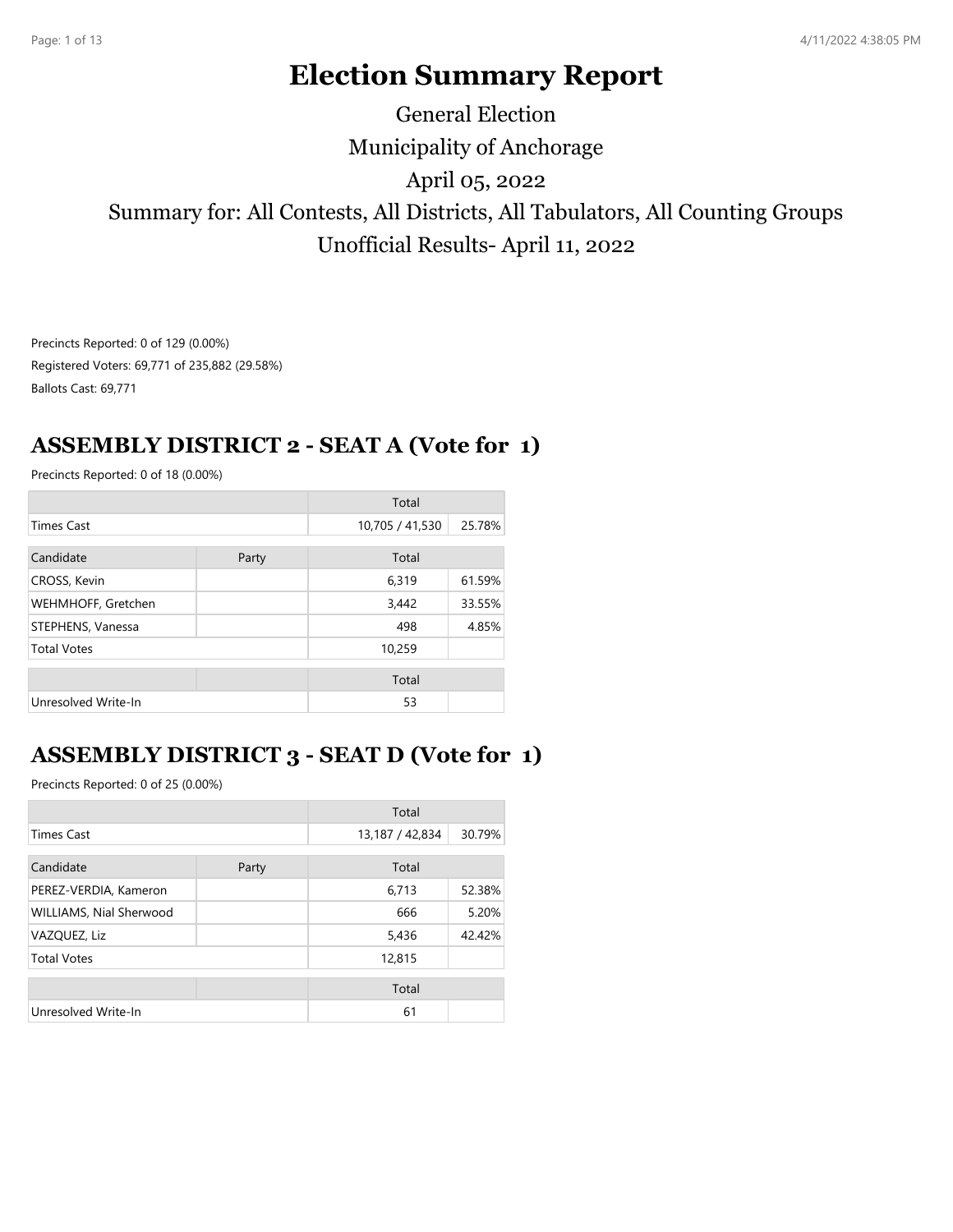# Election Summary Report

General Election

Municipality of Anchorage

April 05, 2022

Summary for: All Contests, All Districts, All Tabulators, All Counting Groups

Unofficial Results- April 11, 2022

Precincts Reported: 0 of 129 (0.00%)

Registered Voters: 69,771 of 235,882 (29.58%)

Ballots Cast: 69,771

## ASSEMBLY DISTRICT 2 - SEAT A (Vote for 1)

Precincts Reported: 0 of 18 (0.00%)

| | | Total | |
|---|---|---|---|
| Times Cast | | 10,705 / 41,530 | 25.78% |

| Candidate | Party | Total | |
|---|---|---|---|
| CROSS, Kevin | | 6,319 | 61.59% |
| WEHMHOFF, Gretchen | | 3,442 | 33.55% |
| STEPHENS, Vanessa | | 498 | 4.85% |
| Total Votes | | 10,259 | |

| | | Total | |
|---|---|---|---|
| Unresolved Write-In | | 53 | |

## ASSEMBLY DISTRICT 3 - SEAT D (Vote for 1)

Precincts Reported: 0 of 25 (0.00%)

| | | Total | |
|---|---|---|---|
| Times Cast | | 13,187 / 42,834 | 30.79% |

| Candidate | Party | Total | |
|---|---|---|---|
| PEREZ-VERDIA, Kameron | | 6,713 | 52.38% |
| WILLIAMS, Nial Sherwood | | 666 | 5.20% |
| VAZQUEZ, Liz | | 5,436 | 42.42% |
| Total Votes | | 12,815 | |

| | | Total | |
|---|---|---|---|
| Unresolved Write-In | | 61 | |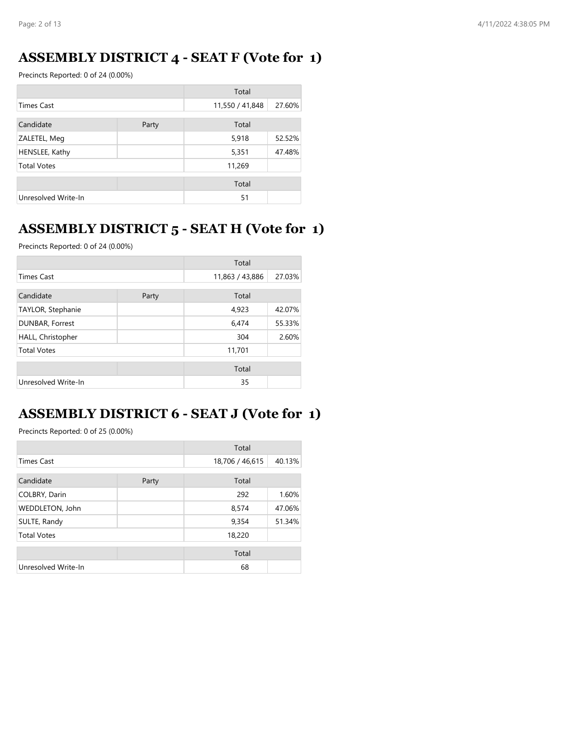## ASSEMBLY DISTRICT 4 - SEAT F (Vote for 1)

Precincts Reported: 0 of 24 (0.00%)

| | | Total | |
|---|---|---|---|
| Times Cast | | 11,550 / 41,848 | 27.60% |

| Candidate | Party | Total | |
|---|---|---|---|
| ZALETEL, Meg | | 5,918 | 52.52% |
| HENSLEE, Kathy | | 5,351 | 47.48% |
| Total Votes | | 11,269 | |

| | | Total | |
|---|---|---|---|
| Unresolved Write-In | | 51 | |

## ASSEMBLY DISTRICT 5 - SEAT H (Vote for 1)

Precincts Reported: 0 of 24 (0.00%)

| | | Total | |
|---|---|---|---|
| Times Cast | | 11,863 / 43,886 | 27.03% |

| Candidate | Party | Total | |
|---|---|---|---|
| TAYLOR, Stephanie | | 4,923 | 42.07% |
| DUNBAR, Forrest | | 6,474 | 55.33% |
| HALL, Christopher | | 304 | 2.60% |
| Total Votes | | 11,701 | |

| | | Total | |
|---|---|---|---|
| Unresolved Write-In | | 35 | |

## ASSEMBLY DISTRICT 6 - SEAT J (Vote for 1)

Precincts Reported: 0 of 25 (0.00%)

| | | Total | |
|---|---|---|---|
| Times Cast | | 18,706 / 46,615 | 40.13% |

| Candidate | Party | Total | |
|---|---|---|---|
| COLBRY, Darin | | 292 | 1.60% |
| WEDDLETON, John | | 8,574 | 47.06% |
| SULTE, Randy | | 9,354 | 51.34% |
| Total Votes | | 18,220 | |

| | | Total | |
|---|---|---|---|
| Unresolved Write-In | | 68 | |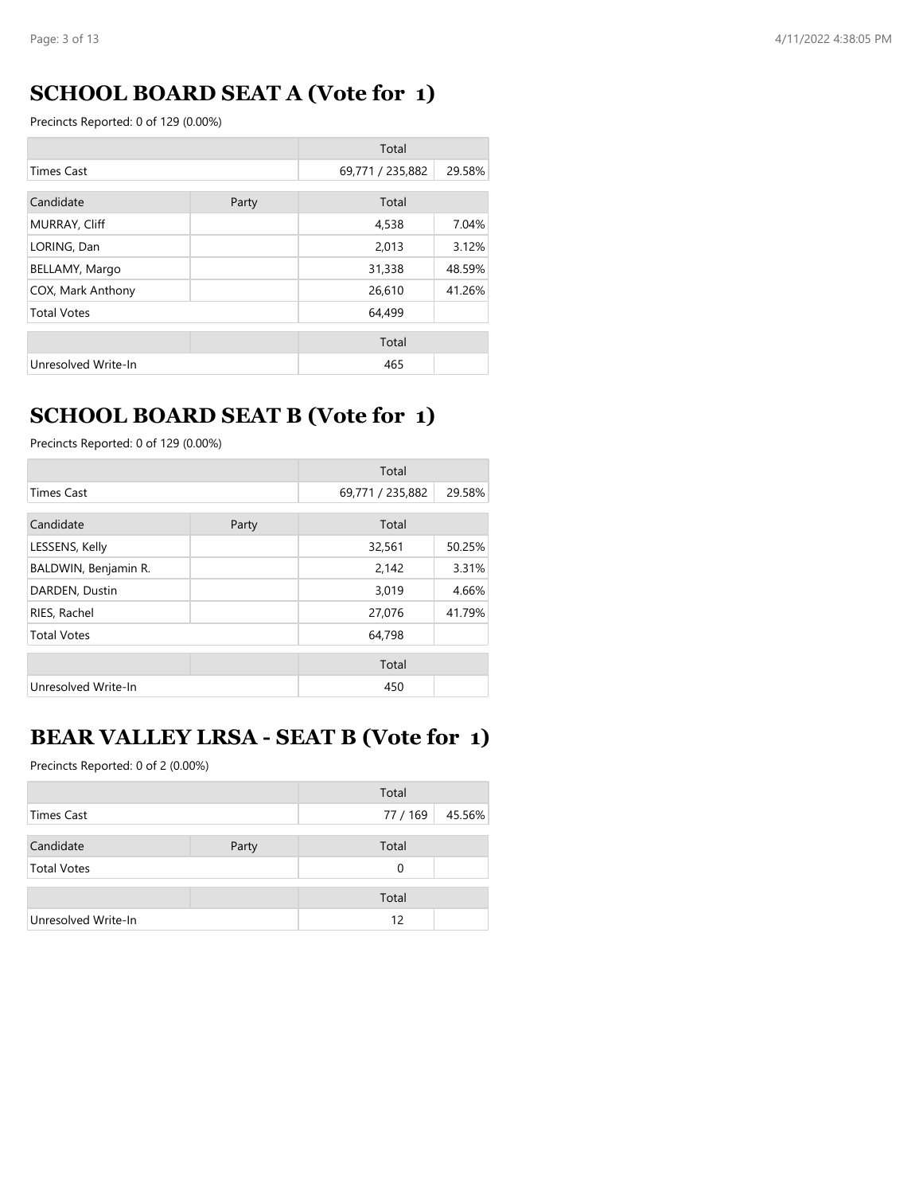## SCHOOL BOARD SEAT A (Vote for 1)

Precincts Reported: 0 of 129 (0.00%)

| | | Total | |
|---|---|---|---|
| Times Cast | | 69,771 / 235,882 | 29.58% |

| Candidate | Party | Total | |
|---|---|---|---|
| MURRAY, Cliff | | 4,538 | 7.04% |
| LORING, Dan | | 2,013 | 3.12% |
| BELLAMY, Margo | | 31,338 | 48.59% |
| COX, Mark Anthony | | 26,610 | 41.26% |
| Total Votes | | 64,499 | |

| | | Total | |
|---|---|---|---|
| Unresolved Write-In | | 465 | |

## SCHOOL BOARD SEAT B (Vote for 1)

Precincts Reported: 0 of 129 (0.00%)

| | | Total | |
|---|---|---|---|
| Times Cast | | 69,771 / 235,882 | 29.58% |

| Candidate | Party | Total | |
|---|---|---|---|
| LESSENS, Kelly | | 32,561 | 50.25% |
| BALDWIN, Benjamin R. | | 2,142 | 3.31% |
| DARDEN, Dustin | | 3,019 | 4.66% |
| RIES, Rachel | | 27,076 | 41.79% |
| Total Votes | | 64,798 | |

| | | Total | |
|---|---|---|---|
| Unresolved Write-In | | 450 | |

## BEAR VALLEY LRSA - SEAT B (Vote for 1)

Precincts Reported: 0 of 2 (0.00%)

| | | Total | |
|---|---|---|---|
| Times Cast | | 77 / 169 | 45.56% |

| Candidate | Party | Total | |
|---|---|---|---|
| Total Votes | | 0 | |

| | | Total | |
|---|---|---|---|
| Unresolved Write-In | | 12 | |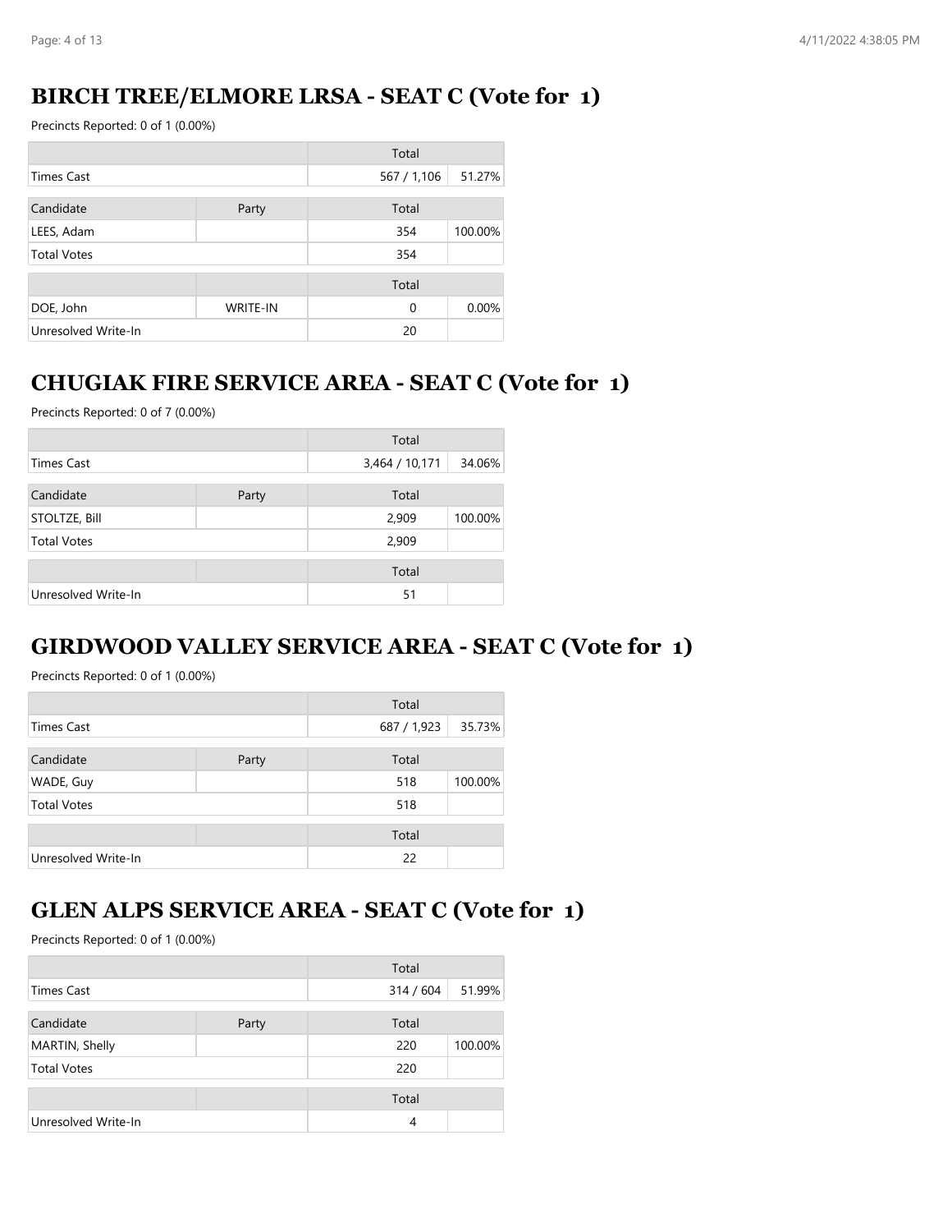## BIRCH TREE/ELMORE LRSA - SEAT C (Vote for 1)

Precincts Reported: 0 of 1 (0.00%)

| | | Total | |
|---|---|---|---|
| Times Cast | | 567 / 1,106 | 51.27% |

| Candidate | Party | Total | |
|---|---|---|---|
| LEES, Adam | | 354 | 100.00% |
| Total Votes | | 354 | |

| | | Total | |
|---|---|---|---|
| DOE, John | WRITE-IN | 0 | 0.00% |
| Unresolved Write-In | | 20 | |

## CHUGIAK FIRE SERVICE AREA - SEAT C (Vote for 1)

Precincts Reported: 0 of 7 (0.00%)

| | | Total | |
|---|---|---|---|
| Times Cast | | 3,464 / 10,171 | 34.06% |

| Candidate | Party | Total | |
|---|---|---|---|
| STOLTZE, Bill | | 2,909 | 100.00% |
| Total Votes | | 2,909 | |

| | | Total | |
|---|---|---|---|
| Unresolved Write-In | | 51 | |

## GIRDWOOD VALLEY SERVICE AREA - SEAT C (Vote for 1)

Precincts Reported: 0 of 1 (0.00%)

| | | Total | |
|---|---|---|---|
| Times Cast | | 687 / 1,923 | 35.73% |

| Candidate | Party | Total | |
|---|---|---|---|
| WADE, Guy | | 518 | 100.00% |
| Total Votes | | 518 | |

| | | Total | |
|---|---|---|---|
| Unresolved Write-In | | 22 | |

## GLEN ALPS SERVICE AREA - SEAT C (Vote for 1)

Precincts Reported: 0 of 1 (0.00%)

| | | Total | |
|---|---|---|---|
| Times Cast | | 314 / 604 | 51.99% |

| Candidate | Party | Total | |
|---|---|---|---|
| MARTIN, Shelly | | 220 | 100.00% |
| Total Votes | | 220 | |

| | | Total | |
|---|---|---|---|
| Unresolved Write-In | | 4 | |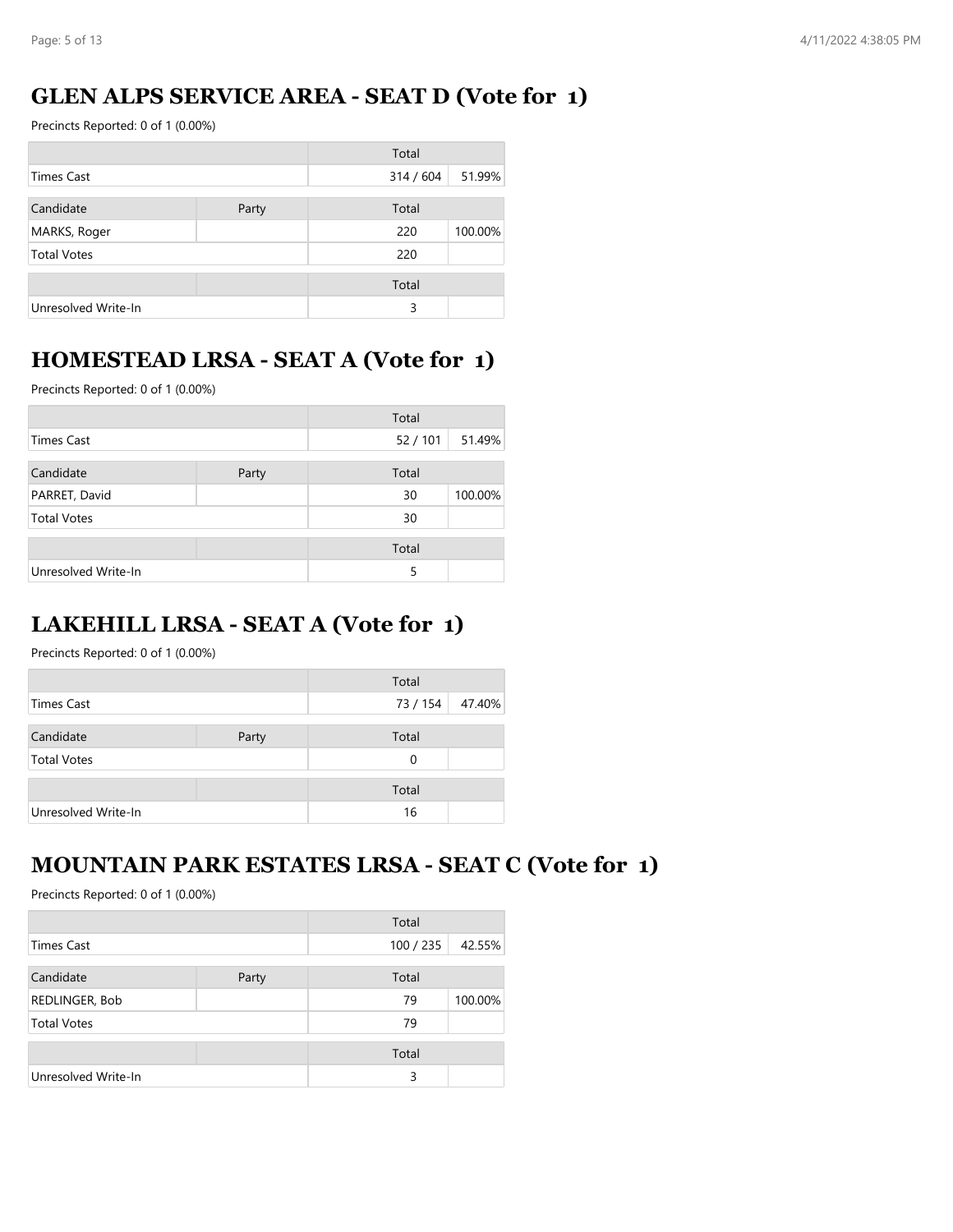## GLEN ALPS SERVICE AREA - SEAT D (Vote for 1)

Precincts Reported: 0 of 1 (0.00%)

| | | Total | |
|---|---|---|---|
| Times Cast | | 314 / 604 | 51.99% |

| Candidate | Party | Total | |
|---|---|---|---|
| MARKS, Roger | | 220 | 100.00% |
| Total Votes | | 220 | |

| | | Total | |
|---|---|---|---|
| Unresolved Write-In | | 3 | |

## HOMESTEAD LRSA - SEAT A (Vote for 1)

Precincts Reported: 0 of 1 (0.00%)

| | | Total | |
|---|---|---|---|
| Times Cast | | 52 / 101 | 51.49% |

| Candidate | Party | Total | |
|---|---|---|---|
| PARRET, David | | 30 | 100.00% |
| Total Votes | | 30 | |

| | | Total | |
|---|---|---|---|
| Unresolved Write-In | | 5 | |

## LAKEHILL LRSA - SEAT A (Vote for 1)

Precincts Reported: 0 of 1 (0.00%)

| | | Total | |
|---|---|---|---|
| Times Cast | | 73 / 154 | 47.40% |

| Candidate | Party | Total | |
|---|---|---|---|
| Total Votes | | 0 | |

| | | Total | |
|---|---|---|---|
| Unresolved Write-In | | 16 | |

## MOUNTAIN PARK ESTATES LRSA - SEAT C (Vote for 1)

Precincts Reported: 0 of 1 (0.00%)

| | | Total | |
|---|---|---|---|
| Times Cast | | 100 / 235 | 42.55% |

| Candidate | Party | Total | |
|---|---|---|---|
| REDLINGER, Bob | | 79 | 100.00% |
| Total Votes | | 79 | |

| | | Total | |
|---|---|---|---|
| Unresolved Write-In | | 3 | |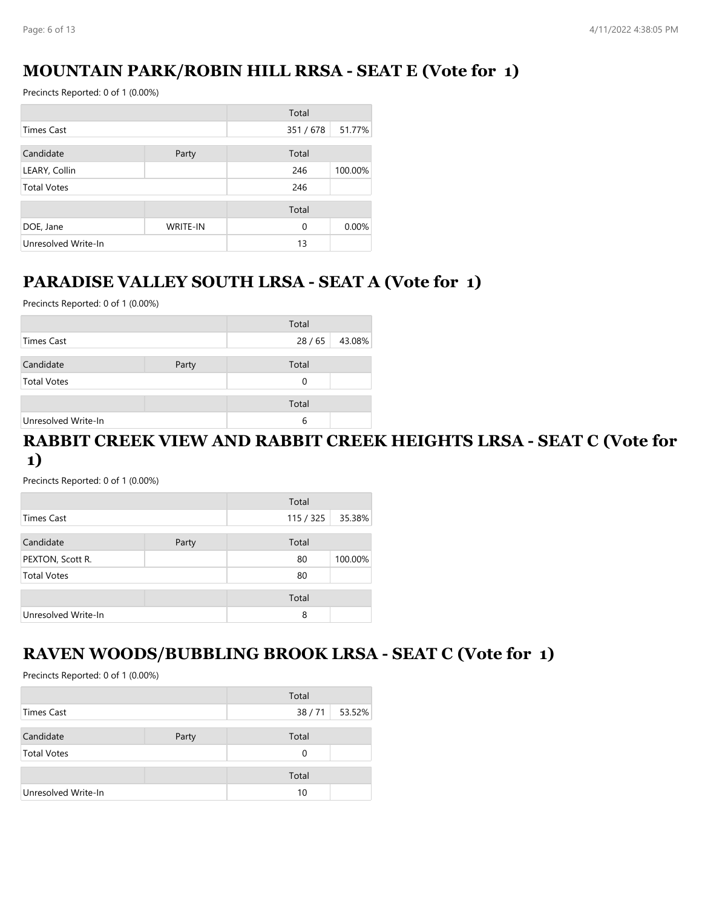## MOUNTAIN PARK/ROBIN HILL RRSA - SEAT E (Vote for 1)

Precincts Reported: 0 of 1 (0.00%)

| | | Total | |
|---|---|---|---|
| Times Cast | | 351 / 678 | 51.77% |

| Candidate | Party | Total | |
|---|---|---|---|
| LEARY, Collin | | 246 | 100.00% |
| Total Votes | | 246 | |

| | | Total | |
|---|---|---|---|
| DOE, Jane | WRITE-IN | 0 | 0.00% |
| Unresolved Write-In | | 13 | |

## PARADISE VALLEY SOUTH LRSA - SEAT A (Vote for 1)

Precincts Reported: 0 of 1 (0.00%)

| | | Total | |
|---|---|---|---|
| Times Cast | | 28 / 65 | 43.08% |

| Candidate | Party | Total | |
|---|---|---|---|
| Total Votes | | 0 | |

| | | Total | |
|---|---|---|---|
| Unresolved Write-In | | 6 | |

## RABBIT CREEK VIEW AND RABBIT CREEK HEIGHTS LRSA - SEAT C (Vote for 1)

Precincts Reported: 0 of 1 (0.00%)

| | | Total | |
|---|---|---|---|
| Times Cast | | 115 / 325 | 35.38% |

| Candidate | Party | Total | |
|---|---|---|---|
| PEXTON, Scott R. | | 80 | 100.00% |
| Total Votes | | 80 | |

| | | Total | |
|---|---|---|---|
| Unresolved Write-In | | 8 | |

## RAVEN WOODS/BUBBLING BROOK LRSA - SEAT C (Vote for 1)

Precincts Reported: 0 of 1 (0.00%)

| | | Total | |
|---|---|---|---|
| Times Cast | | 38 / 71 | 53.52% |

| Candidate | Party | Total | |
|---|---|---|---|
| Total Votes | | 0 | |

| | | Total | |
|---|---|---|---|
| Unresolved Write-In | | 10 | |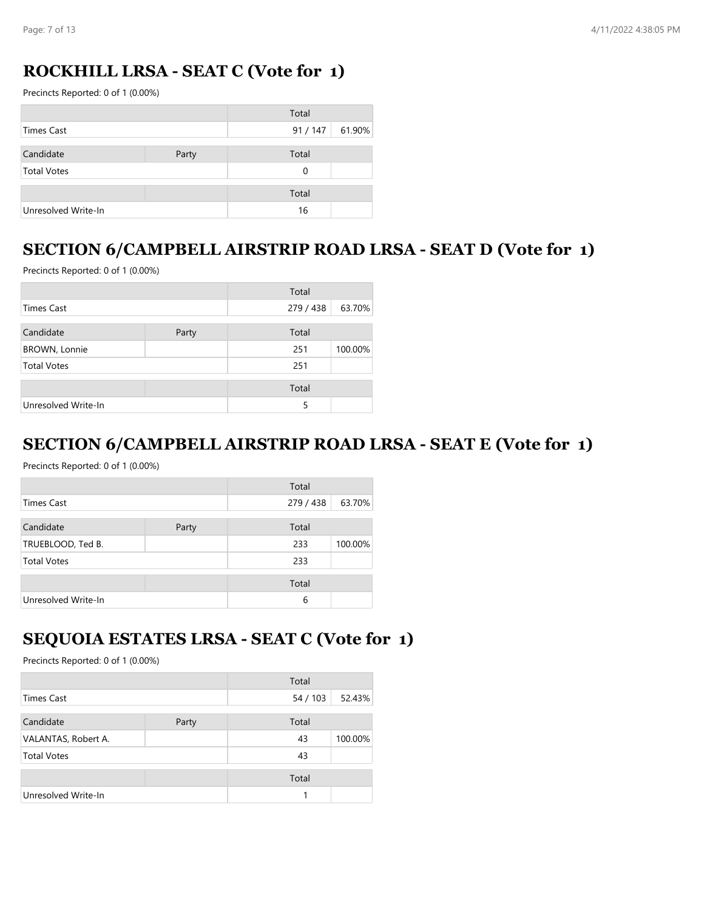## ROCKHILL LRSA - SEAT C (Vote for 1)

Precincts Reported: 0 of 1 (0.00%)

| | | Total | |
|---|---|---|---|
| Times Cast | | 91 / 147 | 61.90% |

| Candidate | Party | Total | |
|---|---|---|---|
| Total Votes | | 0 | |

| | | Total | |
|---|---|---|---|
| Unresolved Write-In | | 16 | |

## SECTION 6/CAMPBELL AIRSTRIP ROAD LRSA - SEAT D (Vote for 1)

Precincts Reported: 0 of 1 (0.00%)

| | | Total | |
|---|---|---|---|
| Times Cast | | 279 / 438 | 63.70% |

| Candidate | Party | Total | |
|---|---|---|---|
| BROWN, Lonnie | | 251 | 100.00% |
| Total Votes | | 251 | |

| | | Total | |
|---|---|---|---|
| Unresolved Write-In | | 5 | |

## SECTION 6/CAMPBELL AIRSTRIP ROAD LRSA - SEAT E (Vote for 1)

Precincts Reported: 0 of 1 (0.00%)

| | | Total | |
|---|---|---|---|
| Times Cast | | 279 / 438 | 63.70% |

| Candidate | Party | Total | |
|---|---|---|---|
| TRUEBLOOD, Ted B. | | 233 | 100.00% |
| Total Votes | | 233 | |

| | | Total | |
|---|---|---|---|
| Unresolved Write-In | | 6 | |

## SEQUOIA ESTATES LRSA - SEAT C (Vote for 1)

Precincts Reported: 0 of 1 (0.00%)

| | | Total | |
|---|---|---|---|
| Times Cast | | 54 / 103 | 52.43% |

| Candidate | Party | Total | |
|---|---|---|---|
| VALANTAS, Robert A. | | 43 | 100.00% |
| Total Votes | | 43 | |

| | | Total | |
|---|---|---|---|
| Unresolved Write-In | | 1 | |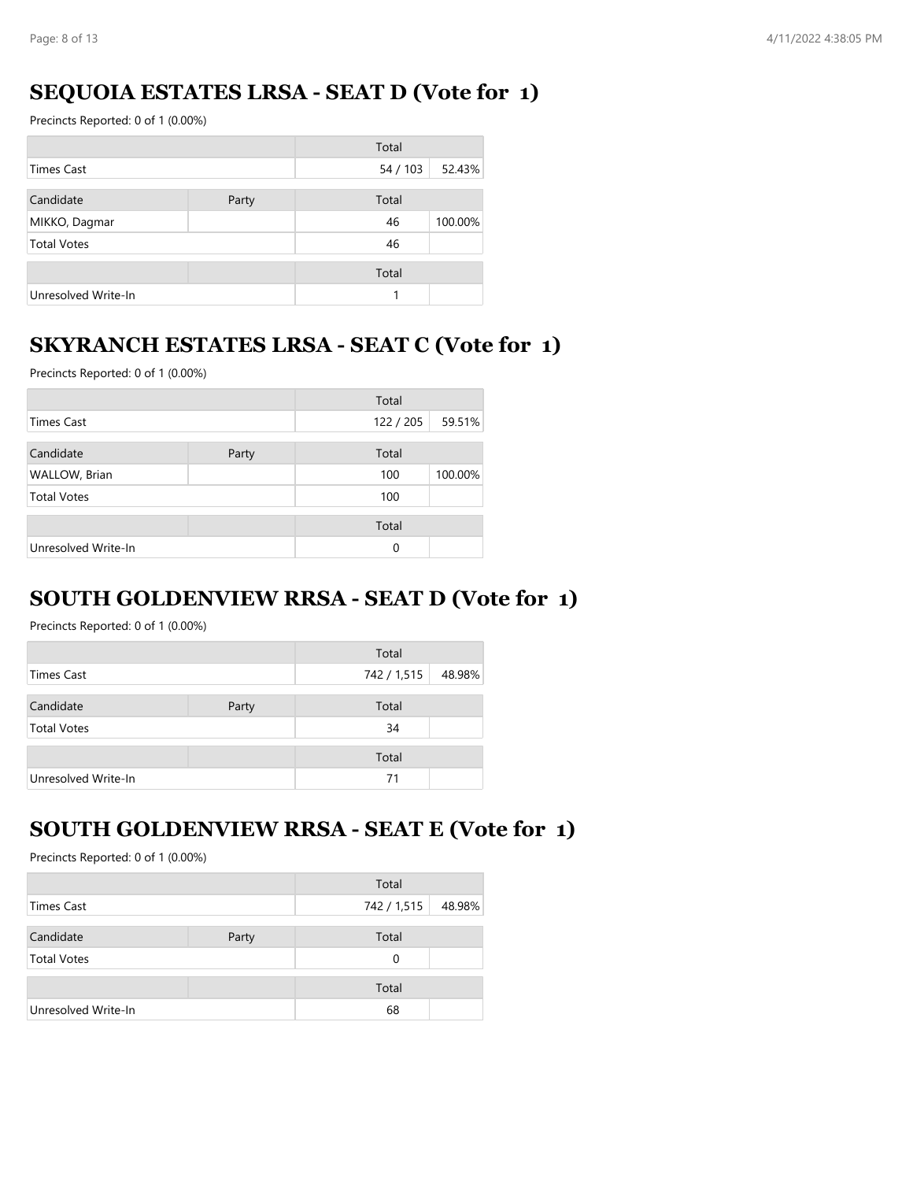## SEQUOIA ESTATES LRSA - SEAT D (Vote for 1)

Precincts Reported: 0 of 1 (0.00%)

| | | Total | |
|---|---|---|---|
| Times Cast | | 54 / 103 | 52.43% |

| Candidate | Party | Total | |
|---|---|---|---|
| MIKKO, Dagmar | | 46 | 100.00% |
| Total Votes | | 46 | |

| | | Total | |
|---|---|---|---|
| Unresolved Write-In | | 1 | |

## SKYRANCH ESTATES LRSA - SEAT C (Vote for 1)

Precincts Reported: 0 of 1 (0.00%)

| | | Total | |
|---|---|---|---|
| Times Cast | | 122 / 205 | 59.51% |

| Candidate | Party | Total | |
|---|---|---|---|
| WALLOW, Brian | | 100 | 100.00% |
| Total Votes | | 100 | |

| | | Total | |
|---|---|---|---|
| Unresolved Write-In | | 0 | |

## SOUTH GOLDENVIEW RRSA - SEAT D (Vote for 1)

Precincts Reported: 0 of 1 (0.00%)

| | | Total | |
|---|---|---|---|
| Times Cast | | 742 / 1,515 | 48.98% |

| Candidate | Party | Total | |
|---|---|---|---|
| Total Votes | | 34 | |

| | | Total | |
|---|---|---|---|
| Unresolved Write-In | | 71 | |

## SOUTH GOLDENVIEW RRSA - SEAT E (Vote for 1)

Precincts Reported: 0 of 1 (0.00%)

| | | Total | |
|---|---|---|---|
| Times Cast | | 742 / 1,515 | 48.98% |

| Candidate | Party | Total | |
|---|---|---|---|
| Total Votes | | 0 | |

| | | Total | |
|---|---|---|---|
| Unresolved Write-In | | 68 | |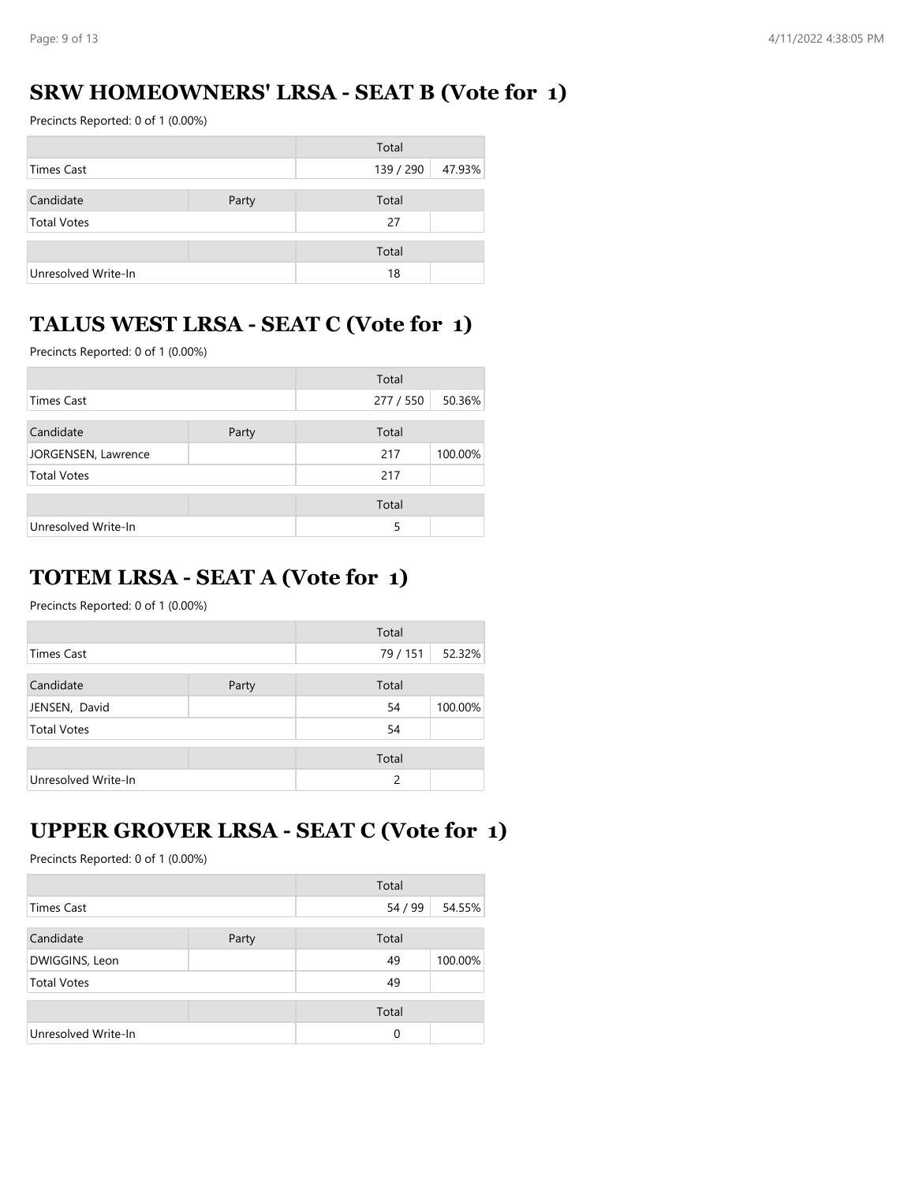## SRW HOMEOWNERS' LRSA - SEAT B (Vote for 1)

Precincts Reported: 0 of 1 (0.00%)

| | | Total | |
|---|---|---|---|
| Times Cast | | 139 / 290 | 47.93% |

| Candidate | Party | Total | |
|---|---|---|---|
| Total Votes | | 27 | |

| | | Total | |
|---|---|---|---|
| Unresolved Write-In | | 18 | |

## TALUS WEST LRSA - SEAT C (Vote for 1)

Precincts Reported: 0 of 1 (0.00%)

| | | Total | |
|---|---|---|---|
| Times Cast | | 277 / 550 | 50.36% |

| Candidate | Party | Total | |
|---|---|---|---|
| JORGENSEN, Lawrence | | 217 | 100.00% |
| Total Votes | | 217 | |

| | | Total | |
|---|---|---|---|
| Unresolved Write-In | | 5 | |

## TOTEM LRSA - SEAT A (Vote for 1)

Precincts Reported: 0 of 1 (0.00%)

| | | Total | |
|---|---|---|---|
| Times Cast | | 79 / 151 | 52.32% |

| Candidate | Party | Total | |
|---|---|---|---|
| JENSEN, David | | 54 | 100.00% |
| Total Votes | | 54 | |

| | | Total | |
|---|---|---|---|
| Unresolved Write-In | | 2 | |

## UPPER GROVER LRSA - SEAT C (Vote for 1)

Precincts Reported: 0 of 1 (0.00%)

| | | Total | |
|---|---|---|---|
| Times Cast | | 54 / 99 | 54.55% |

| Candidate | Party | Total | |
|---|---|---|---|
| DWIGGINS, Leon | | 49 | 100.00% |
| Total Votes | | 49 | |

| | | Total | |
|---|---|---|---|
| Unresolved Write-In | | 0 | |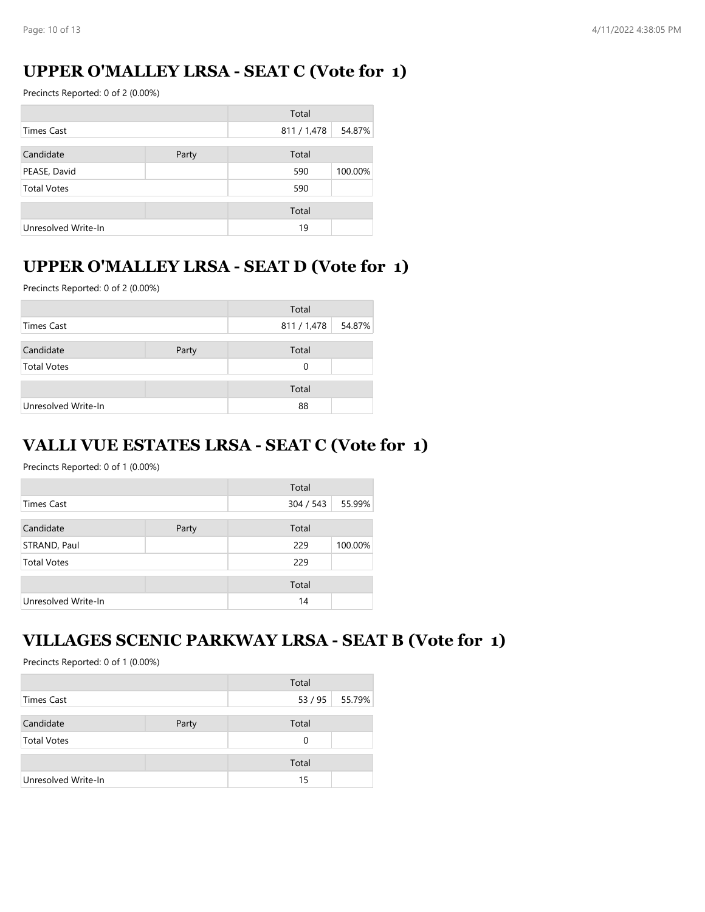## UPPER O'MALLEY LRSA - SEAT C (Vote for 1)

Precincts Reported: 0 of 2 (0.00%)

| | | Total | |
|---|---|---|---|
| Times Cast | | 811 / 1,478 | 54.87% |
| Candidate | Party | Total | |
| PEASE, David | | 590 | 100.00% |
| Total Votes | | 590 | |

| | | Total | |
|---|---|---|---|
| Unresolved Write-In | | 19 | |

## UPPER O'MALLEY LRSA - SEAT D (Vote for 1)

Precincts Reported: 0 of 2 (0.00%)

| | | Total | |
|---|---|---|---|
| Times Cast | | 811 / 1,478 | 54.87% |
| Candidate | Party | Total | |
| Total Votes | | 0 | |

| | | Total | |
|---|---|---|---|
| Unresolved Write-In | | 88 | |

## VALLI VUE ESTATES LRSA - SEAT C (Vote for 1)

Precincts Reported: 0 of 1 (0.00%)

| | | Total | |
|---|---|---|---|
| Times Cast | | 304 / 543 | 55.99% |
| Candidate | Party | Total | |
| STRAND, Paul | | 229 | 100.00% |
| Total Votes | | 229 | |

| | | Total | |
|---|---|---|---|
| Unresolved Write-In | | 14 | |

## VILLAGES SCENIC PARKWAY LRSA - SEAT B (Vote for 1)

Precincts Reported: 0 of 1 (0.00%)

| | | Total | |
|---|---|---|---|
| Times Cast | | 53 / 95 | 55.79% |
| Candidate | Party | Total | |
| Total Votes | | 0 | |

| | | Total | |
|---|---|---|---|
| Unresolved Write-In | | 15 | |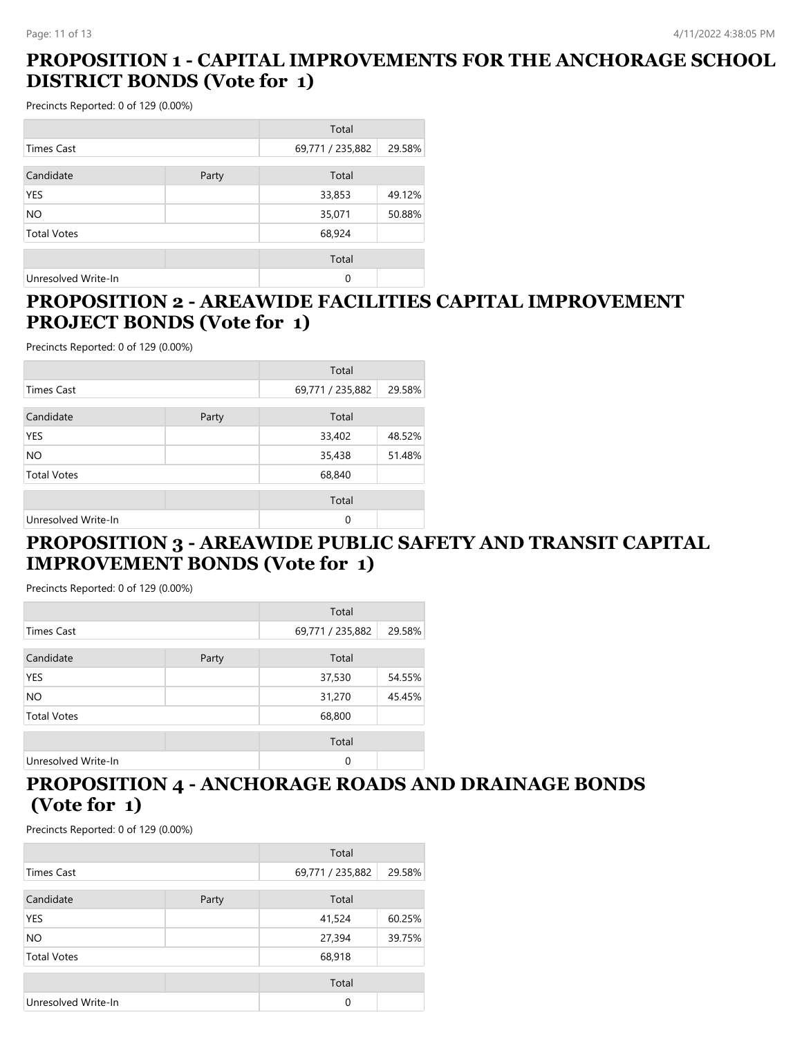## PROPOSITION 1 - CAPITAL IMPROVEMENTS FOR THE ANCHORAGE SCHOOL DISTRICT BONDS (Vote for 1)

Precincts Reported: 0 of 129 (0.00%)

| | | Total | |
|---|---|---|---|
| Times Cast | | 69,771 / 235,882 | 29.58% |

| Candidate | Party | Total | |
|---|---|---|---|
| YES | | 33,853 | 49.12% |
| NO | | 35,071 | 50.88% |
| Total Votes | | 68,924 | |

| | | Total | |
|---|---|---|---|
| Unresolved Write-In | | 0 | |

## PROPOSITION 2 - AREAWIDE FACILITIES CAPITAL IMPROVEMENT PROJECT BONDS (Vote for 1)

Precincts Reported: 0 of 129 (0.00%)

| | | Total | |
|---|---|---|---|
| Times Cast | | 69,771 / 235,882 | 29.58% |

| Candidate | Party | Total | |
|---|---|---|---|
| YES | | 33,402 | 48.52% |
| NO | | 35,438 | 51.48% |
| Total Votes | | 68,840 | |

| | | Total | |
|---|---|---|---|
| Unresolved Write-In | | 0 | |

## PROPOSITION 3 - AREAWIDE PUBLIC SAFETY AND TRANSIT CAPITAL IMPROVEMENT BONDS (Vote for 1)

Precincts Reported: 0 of 129 (0.00%)

| | | Total | |
|---|---|---|---|
| Times Cast | | 69,771 / 235,882 | 29.58% |

| Candidate | Party | Total | |
|---|---|---|---|
| YES | | 37,530 | 54.55% |
| NO | | 31,270 | 45.45% |
| Total Votes | | 68,800 | |

| | | Total | |
|---|---|---|---|
| Unresolved Write-In | | 0 | |

## PROPOSITION 4 - ANCHORAGE ROADS AND DRAINAGE BONDS (Vote for 1)

Precincts Reported: 0 of 129 (0.00%)

| | | Total | |
|---|---|---|---|
| Times Cast | | 69,771 / 235,882 | 29.58% |

| Candidate | Party | Total | |
|---|---|---|---|
| YES | | 41,524 | 60.25% |
| NO | | 27,394 | 39.75% |
| Total Votes | | 68,918 | |

| | | Total | |
|---|---|---|---|
| Unresolved Write-In | | 0 | |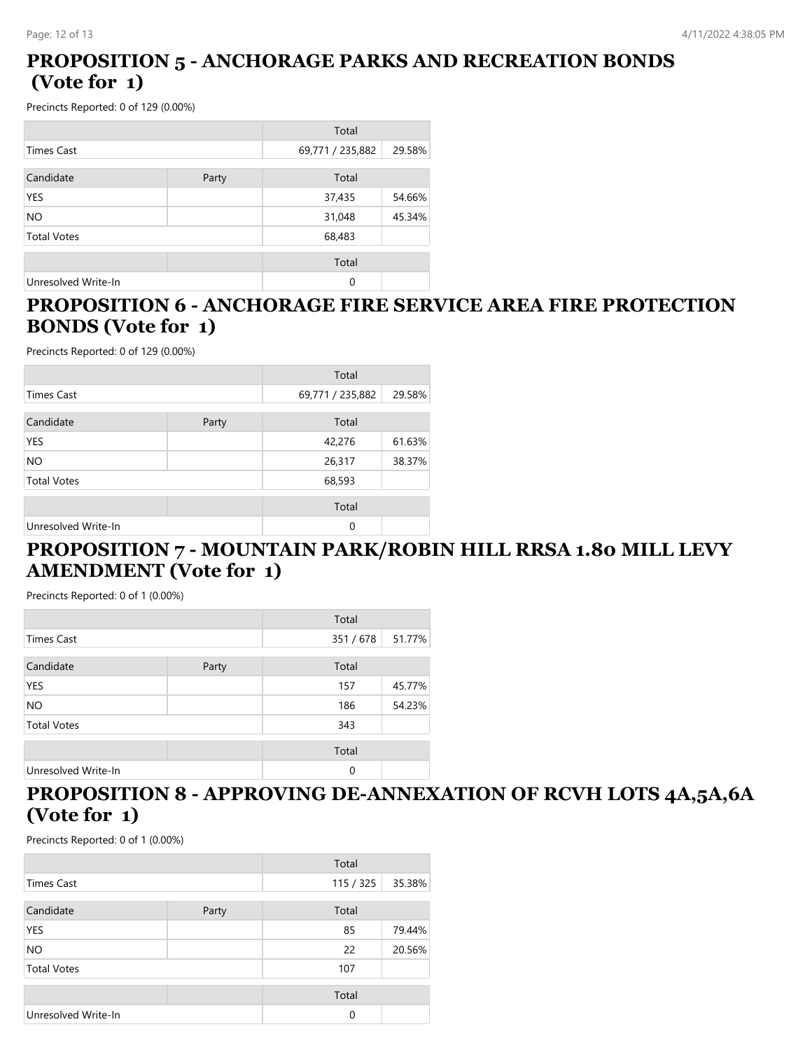## PROPOSITION 5 - ANCHORAGE PARKS AND RECREATION BONDS (Vote for 1)

Precincts Reported: 0 of 129 (0.00%)

| | | Total | |
|---|---|---|---|
| Times Cast | | 69,771 / 235,882 | 29.58% |
| Candidate | Party | Total | |
| YES | | 37,435 | 54.66% |
| NO | | 31,048 | 45.34% |
| Total Votes | | 68,483 | |
| | | Total | |
| Unresolved Write-In | | 0 | |

## PROPOSITION 6 - ANCHORAGE FIRE SERVICE AREA FIRE PROTECTION BONDS (Vote for 1)

Precincts Reported: 0 of 129 (0.00%)

| | | Total | |
|---|---|---|---|
| Times Cast | | 69,771 / 235,882 | 29.58% |
| Candidate | Party | Total | |
| YES | | 42,276 | 61.63% |
| NO | | 26,317 | 38.37% |
| Total Votes | | 68,593 | |
| | | Total | |
| Unresolved Write-In | | 0 | |

## PROPOSITION 7 - MOUNTAIN PARK/ROBIN HILL RRSA 1.80 MILL LEVY AMENDMENT (Vote for 1)

Precincts Reported: 0 of 1 (0.00%)

| | | Total | |
|---|---|---|---|
| Times Cast | | 351 / 678 | 51.77% |
| Candidate | Party | Total | |
| YES | | 157 | 45.77% |
| NO | | 186 | 54.23% |
| Total Votes | | 343 | |
| | | Total | |
| Unresolved Write-In | | 0 | |

## PROPOSITION 8 - APPROVING DE-ANNEXATION OF RCVH LOTS 4A,5A,6A (Vote for 1)

Precincts Reported: 0 of 1 (0.00%)

| | | Total | |
|---|---|---|---|
| Times Cast | | 115 / 325 | 35.38% |
| Candidate | Party | Total | |
| YES | | 85 | 79.44% |
| NO | | 22 | 20.56% |
| Total Votes | | 107 | |
| | | Total | |
| Unresolved Write-In | | 0 | |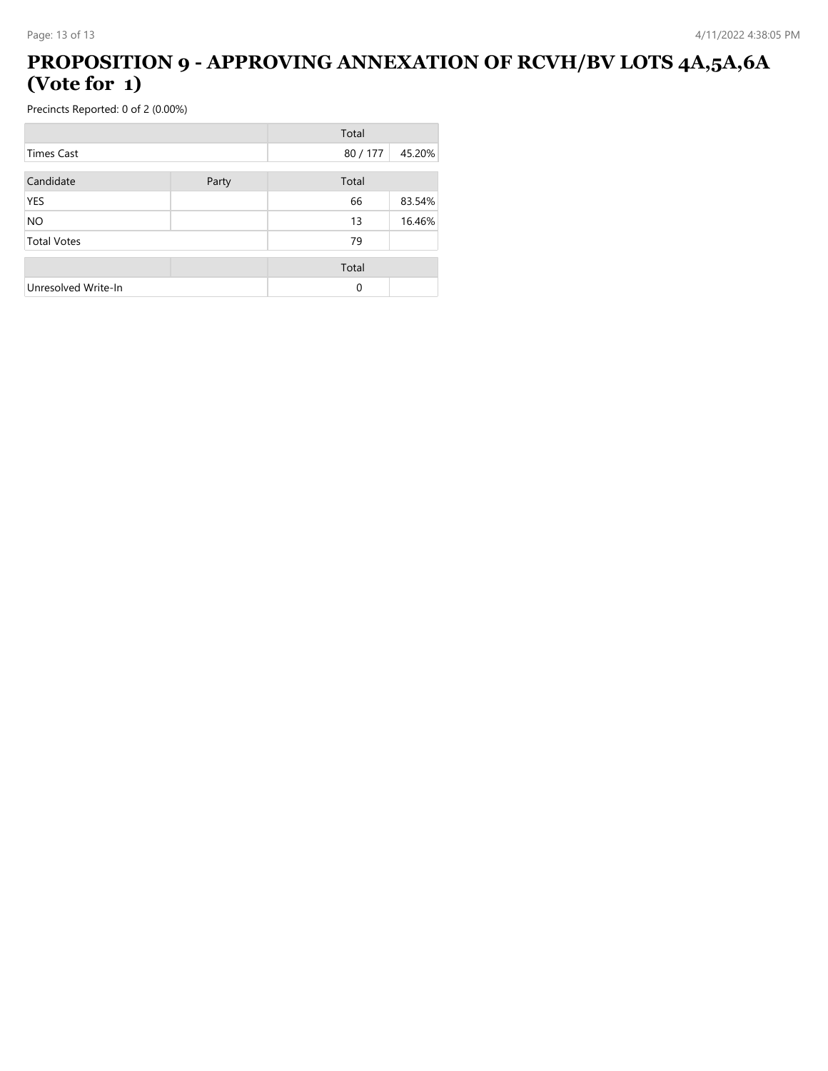# PROPOSITION 9 - APPROVING ANNEXATION OF RCVH/BV LOTS 4A,5A,6A (Vote for 1)

Precincts Reported: 0 of 2 (0.00%)

| | | Total | |
|---|---|---|---|
| Times Cast | | 80 / 177 | 45.20% |

| Candidate | Party | Total | |
|---|---|---|---|
| YES | | 66 | 83.54% |
| NO | | 13 | 16.46% |
| Total Votes | | 79 | |

| | | Total | |
|---|---|---|---|
| Unresolved Write-In | | 0 | |